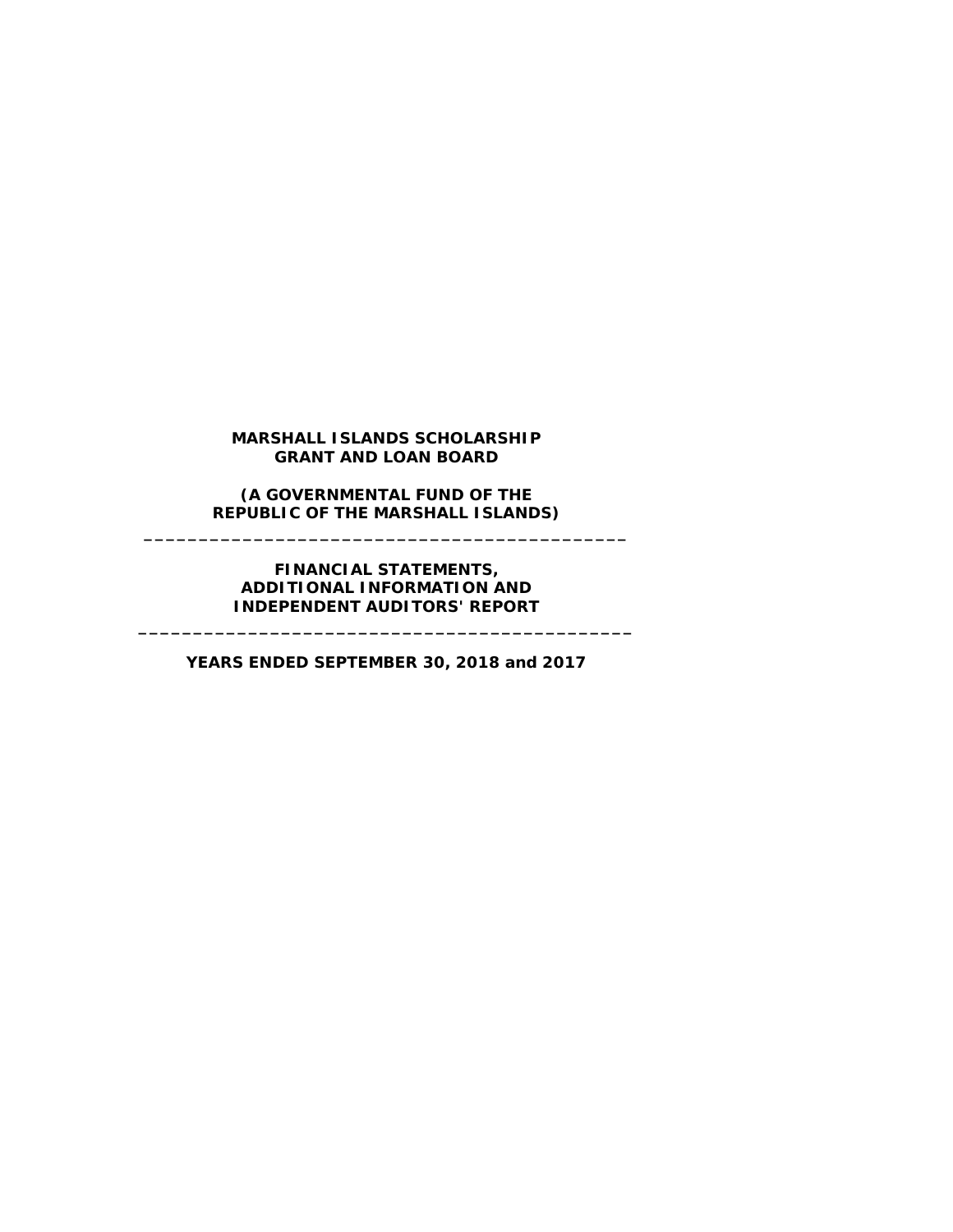**MARSHALL ISLANDS SCHOLARSHIP GRANT AND LOAN BOARD**

**(A GOVERNMENTAL FUND OF THE REPUBLIC OF THE MARSHALL ISLANDS)**

---

**FINANCIAL STATEMENTS, ADDITIONAL INFORMATION AND INDEPENDENT AUDITORS' REPORT**

---

**YEARS ENDED SEPTEMBER 30, 2018 and 2017**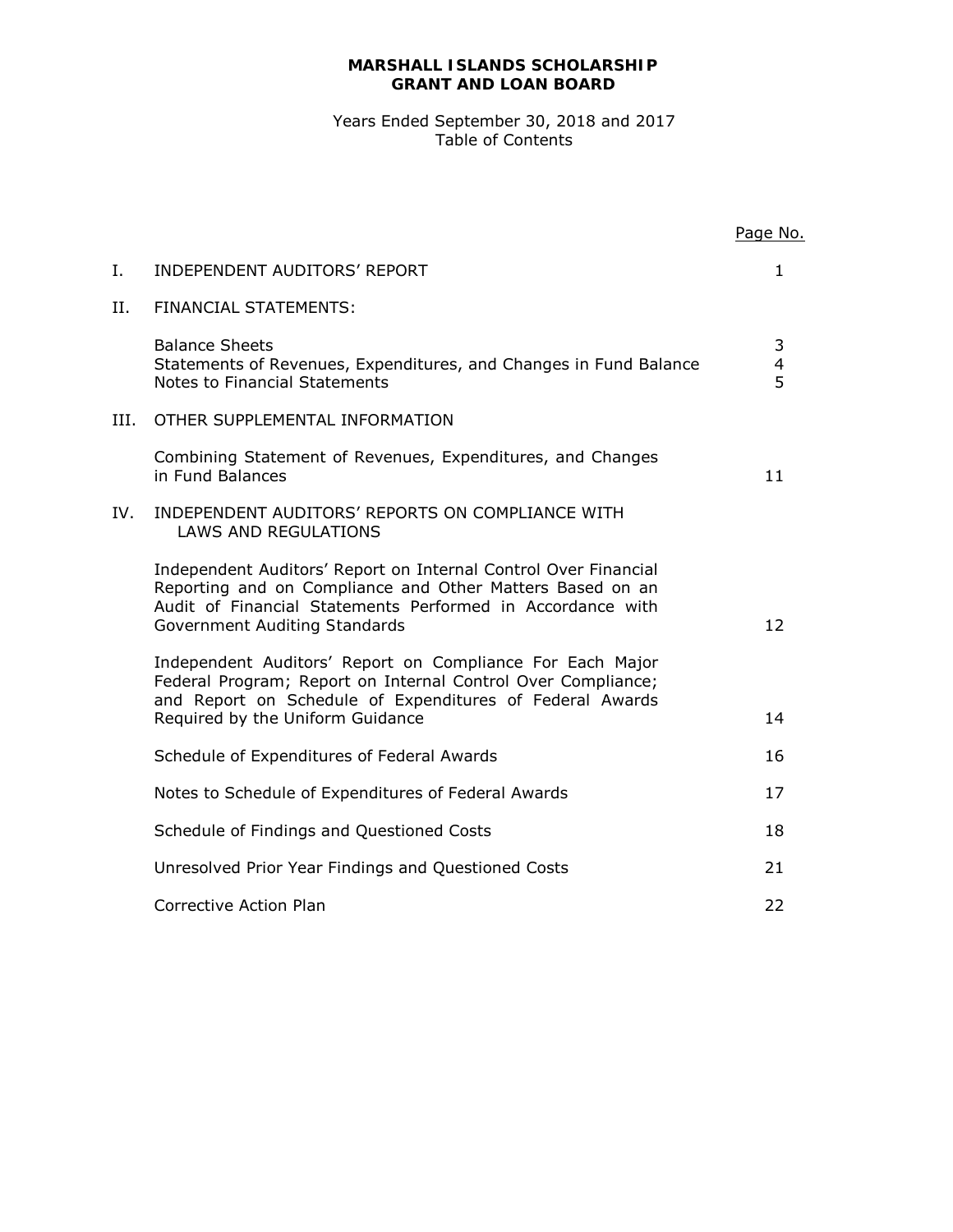# MARSHALL ISLANDS SCHOLARSHIP GRANT AND LOAN BOARD

Years Ended September 30, 2018 and 2017
Table of Contents

| | | Page No. |
|---|---|---|
| I. | INDEPENDENT AUDITORS' REPORT | 1 |
| II. | FINANCIAL STATEMENTS: | |
| | Balance Sheets | 3 |
| | Statements of Revenues, Expenditures, and Changes in Fund Balance | 4 |
| | Notes to Financial Statements | 5 |
| III. | OTHER SUPPLEMENTAL INFORMATION | |
| | Combining Statement of Revenues, Expenditures, and Changes in Fund Balances | 11 |
| IV. | INDEPENDENT AUDITORS' REPORTS ON COMPLIANCE WITH LAWS AND REGULATIONS | |
| | Independent Auditors' Report on Internal Control Over Financial Reporting and on Compliance and Other Matters Based on an Audit of Financial Statements Performed in Accordance with Government Auditing Standards | 12 |
| | Independent Auditors' Report on Compliance For Each Major Federal Program; Report on Internal Control Over Compliance; and Report on Schedule of Expenditures of Federal Awards Required by the Uniform Guidance | 14 |
| | Schedule of Expenditures of Federal Awards | 16 |
| | Notes to Schedule of Expenditures of Federal Awards | 17 |
| | Schedule of Findings and Questioned Costs | 18 |
| | Unresolved Prior Year Findings and Questioned Costs | 21 |
| | Corrective Action Plan | 22 |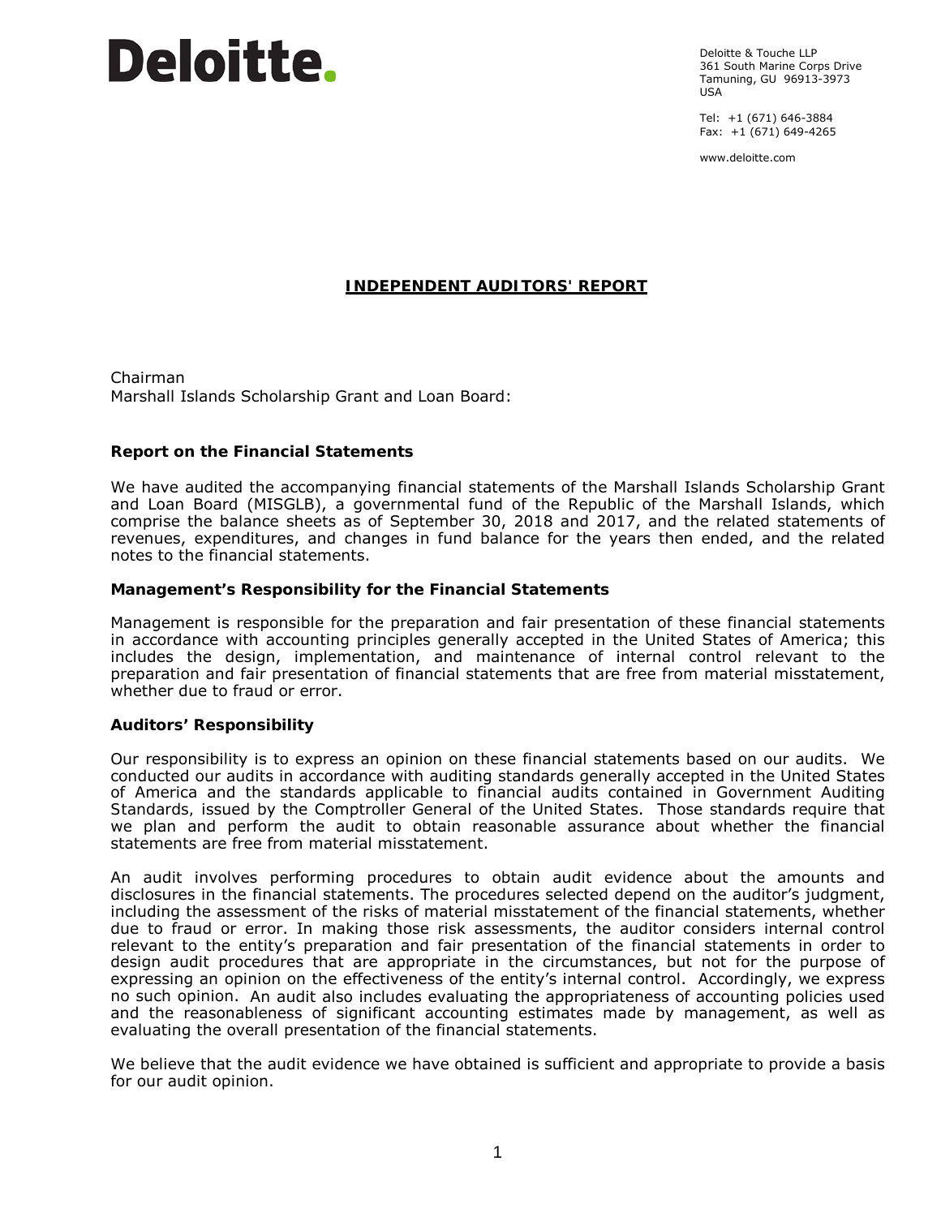Deloitte.

Deloitte & Touche LLP
361 South Marine Corps Drive
Tamuning, GU 96913-3973
USA

Tel: +1 (671) 646-3884
Fax: +1 (671) 649-4265

www.deloitte.com

## INDEPENDENT AUDITORS' REPORT

Chairman
Marshall Islands Scholarship Grant and Loan Board:

### Report on the Financial Statements

We have audited the accompanying financial statements of the Marshall Islands Scholarship Grant and Loan Board (MISGLB), a governmental fund of the Republic of the Marshall Islands, which comprise the balance sheets as of September 30, 2018 and 2017, and the related statements of revenues, expenditures, and changes in fund balance for the years then ended, and the related notes to the financial statements.

### Management's Responsibility for the Financial Statements

Management is responsible for the preparation and fair presentation of these financial statements in accordance with accounting principles generally accepted in the United States of America; this includes the design, implementation, and maintenance of internal control relevant to the preparation and fair presentation of financial statements that are free from material misstatement, whether due to fraud or error.

### Auditors' Responsibility

Our responsibility is to express an opinion on these financial statements based on our audits. We conducted our audits in accordance with auditing standards generally accepted in the United States of America and the standards applicable to financial audits contained in Government Auditing Standards, issued by the Comptroller General of the United States. Those standards require that we plan and perform the audit to obtain reasonable assurance about whether the financial statements are free from material misstatement.

An audit involves performing procedures to obtain audit evidence about the amounts and disclosures in the financial statements. The procedures selected depend on the auditor's judgment, including the assessment of the risks of material misstatement of the financial statements, whether due to fraud or error. In making those risk assessments, the auditor considers internal control relevant to the entity's preparation and fair presentation of the financial statements in order to design audit procedures that are appropriate in the circumstances, but not for the purpose of expressing an opinion on the effectiveness of the entity's internal control. Accordingly, we express no such opinion. An audit also includes evaluating the appropriateness of accounting policies used and the reasonableness of significant accounting estimates made by management, as well as evaluating the overall presentation of the financial statements.

We believe that the audit evidence we have obtained is sufficient and appropriate to provide a basis for our audit opinion.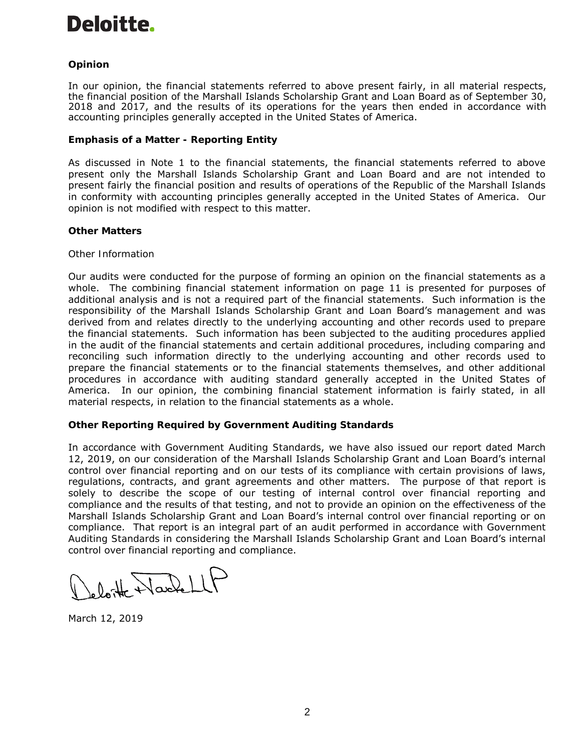**Deloitte.**

### Opinion

In our opinion, the financial statements referred to above present fairly, in all material respects, the financial position of the Marshall Islands Scholarship Grant and Loan Board as of September 30, 2018 and 2017, and the results of its operations for the years then ended in accordance with accounting principles generally accepted in the United States of America.

### Emphasis of a Matter - Reporting Entity

As discussed in Note 1 to the financial statements, the financial statements referred to above present only the Marshall Islands Scholarship Grant and Loan Board and are not intended to present fairly the financial position and results of operations of the Republic of the Marshall Islands in conformity with accounting principles generally accepted in the United States of America. Our opinion is not modified with respect to this matter.

### Other Matters

Other Information

Our audits were conducted for the purpose of forming an opinion on the financial statements as a whole. The combining financial statement information on page 11 is presented for purposes of additional analysis and is not a required part of the financial statements. Such information is the responsibility of the Marshall Islands Scholarship Grant and Loan Board's management and was derived from and relates directly to the underlying accounting and other records used to prepare the financial statements. Such information has been subjected to the auditing procedures applied in the audit of the financial statements and certain additional procedures, including comparing and reconciling such information directly to the underlying accounting and other records used to prepare the financial statements or to the financial statements themselves, and other additional procedures in accordance with auditing standard generally accepted in the United States of America. In our opinion, the combining financial statement information is fairly stated, in all material respects, in relation to the financial statements as a whole.

### Other Reporting Required by Government Auditing Standards

In accordance with Government Auditing Standards, we have also issued our report dated March 12, 2019, on our consideration of the Marshall Islands Scholarship Grant and Loan Board's internal control over financial reporting and on our tests of its compliance with certain provisions of laws, regulations, contracts, and grant agreements and other matters. The purpose of that report is solely to describe the scope of our testing of internal control over financial reporting and compliance and the results of that testing, and not to provide an opinion on the effectiveness of the Marshall Islands Scholarship Grant and Loan Board's internal control over financial reporting or on compliance. That report is an integral part of an audit performed in accordance with Government Auditing Standards in considering the Marshall Islands Scholarship Grant and Loan Board's internal control over financial reporting and compliance.

Deloitte & Touche LLP

March 12, 2019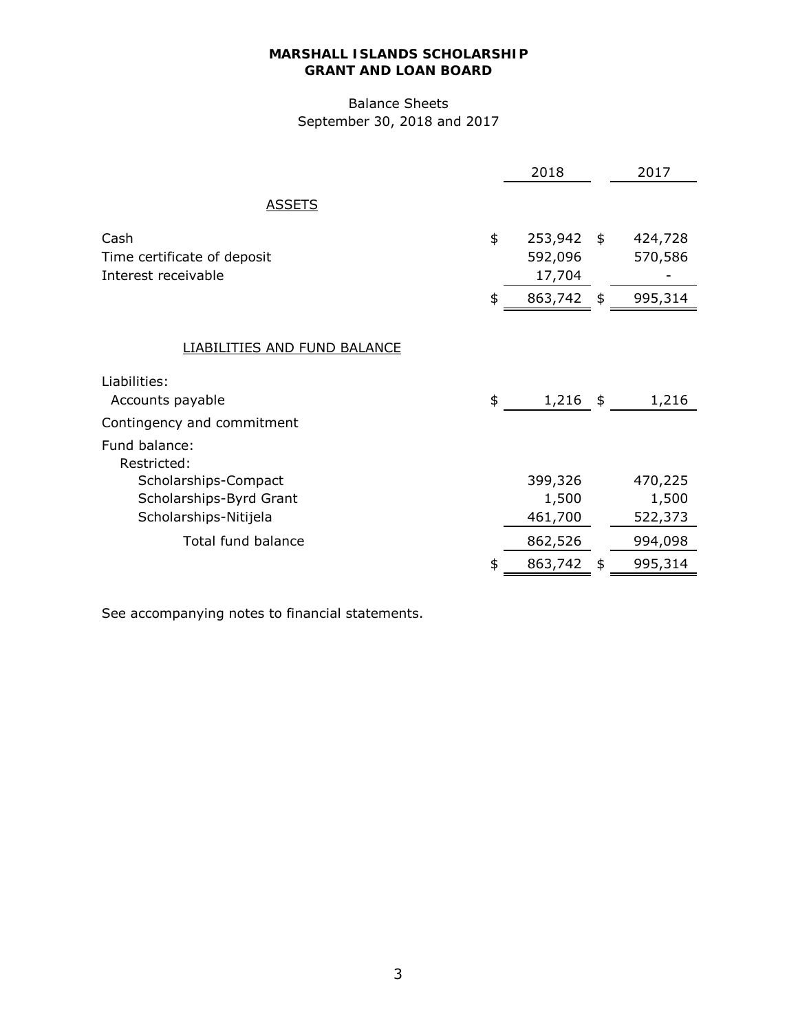**MARSHALL ISLANDS SCHOLARSHIP**
**GRANT AND LOAN BOARD**

Balance Sheets
September 30, 2018 and 2017

| | 2018 | 2017 |
|---|---|---|
| **ASSETS** | | |
| Cash | $ 253,942 | $ 424,728 |
| Time certificate of deposit | 592,096 | 570,586 |
| Interest receivable | 17,704 | - |
| | $ 863,742 | $ 995,314 |
| **LIABILITIES AND FUND BALANCE** | | |
| Liabilities: | | |
| Accounts payable | $ 1,216 | $ 1,216 |
| Contingency and commitment | | |
| Fund balance: | | |
| Restricted: | | |
| Scholarships-Compact | 399,326 | 470,225 |
| Scholarships-Byrd Grant | 1,500 | 1,500 |
| Scholarships-Nitijela | 461,700 | 522,373 |
| Total fund balance | 862,526 | 994,098 |
| | $ 863,742 | $ 995,314 |

See accompanying notes to financial statements.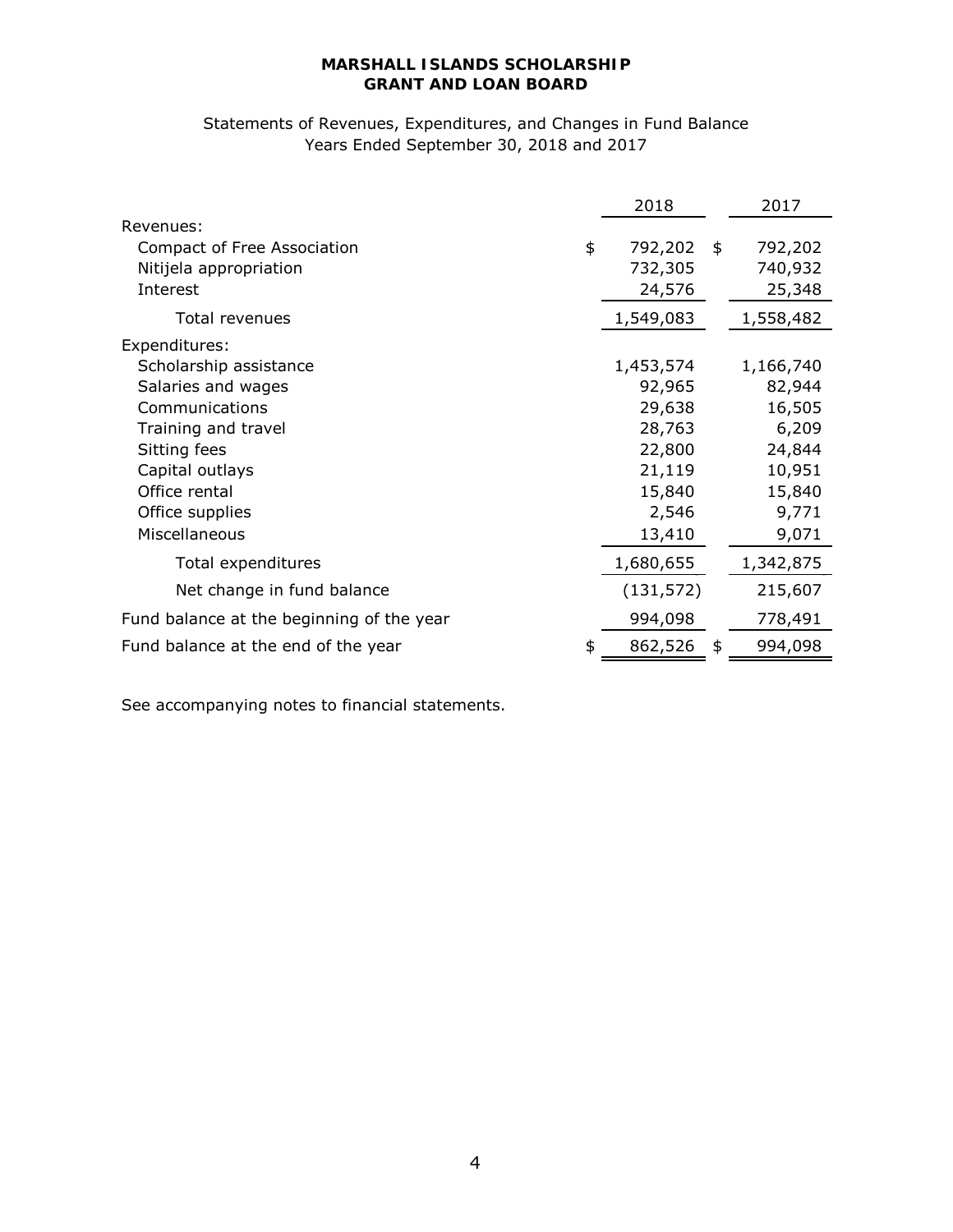**MARSHALL ISLANDS SCHOLARSHIP GRANT AND LOAN BOARD**

Statements of Revenues, Expenditures, and Changes in Fund Balance
Years Ended September 30, 2018 and 2017

| | 2018 | 2017 |
|---|---|---|
| Revenues: | | |
| Compact of Free Association | $ 792,202 | $ 792,202 |
| Nitijela appropriation | 732,305 | 740,932 |
| Interest | 24,576 | 25,348 |
| Total revenues | 1,549,083 | 1,558,482 |
| Expenditures: | | |
| Scholarship assistance | 1,453,574 | 1,166,740 |
| Salaries and wages | 92,965 | 82,944 |
| Communications | 29,638 | 16,505 |
| Training and travel | 28,763 | 6,209 |
| Sitting fees | 22,800 | 24,844 |
| Capital outlays | 21,119 | 10,951 |
| Office rental | 15,840 | 15,840 |
| Office supplies | 2,546 | 9,771 |
| Miscellaneous | 13,410 | 9,071 |
| Total expenditures | 1,680,655 | 1,342,875 |
| Net change in fund balance | (131,572) | 215,607 |
| Fund balance at the beginning of the year | 994,098 | 778,491 |
| Fund balance at the end of the year | $ 862,526 | $ 994,098 |

See accompanying notes to financial statements.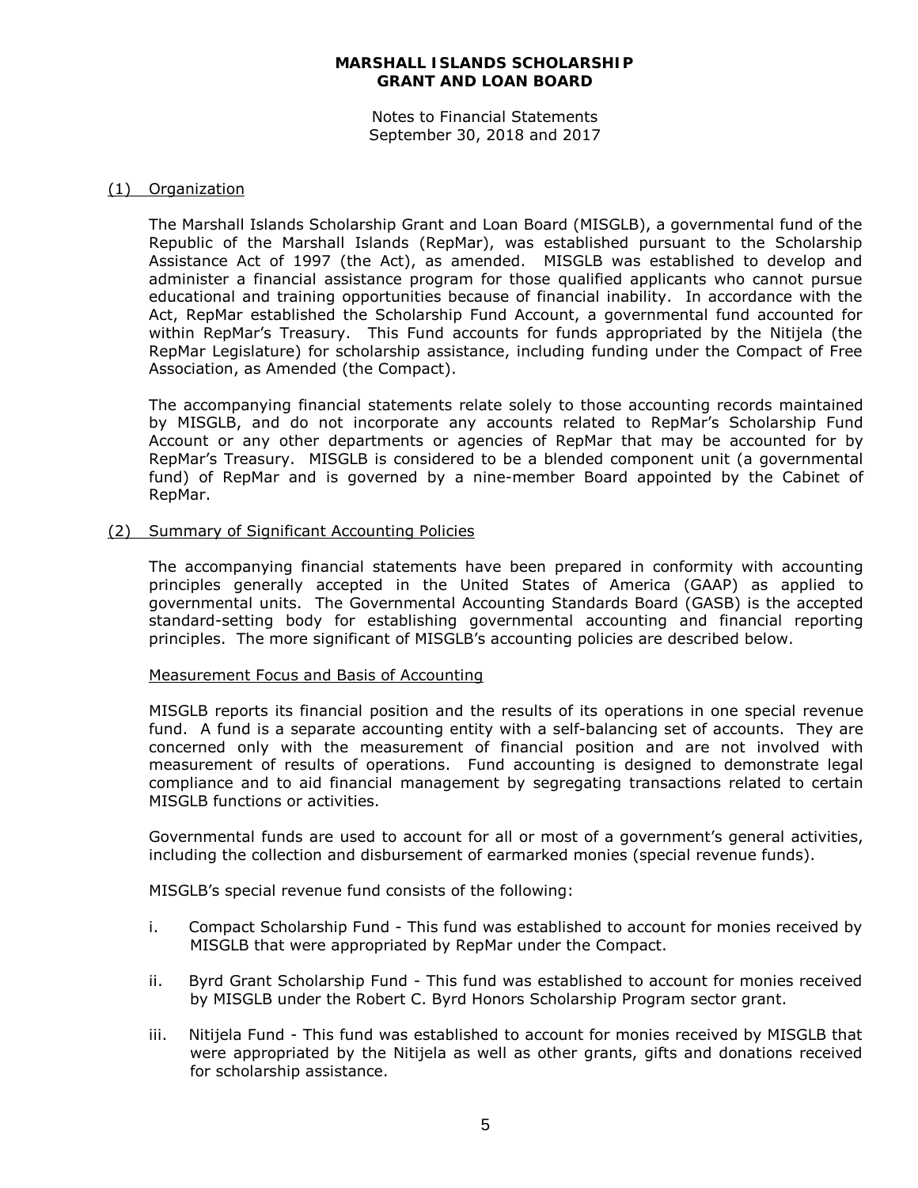**MARSHALL ISLANDS SCHOLARSHIP GRANT AND LOAN BOARD**

Notes to Financial Statements
September 30, 2018 and 2017

## (1) Organization

The Marshall Islands Scholarship Grant and Loan Board (MISGLB), a governmental fund of the Republic of the Marshall Islands (RepMar), was established pursuant to the Scholarship Assistance Act of 1997 (the Act), as amended. MISGLB was established to develop and administer a financial assistance program for those qualified applicants who cannot pursue educational and training opportunities because of financial inability. In accordance with the Act, RepMar established the Scholarship Fund Account, a governmental fund accounted for within RepMar's Treasury. This Fund accounts for funds appropriated by the Nitijela (the RepMar Legislature) for scholarship assistance, including funding under the Compact of Free Association, as Amended (the Compact).

The accompanying financial statements relate solely to those accounting records maintained by MISGLB, and do not incorporate any accounts related to RepMar's Scholarship Fund Account or any other departments or agencies of RepMar that may be accounted for by RepMar's Treasury. MISGLB is considered to be a blended component unit (a governmental fund) of RepMar and is governed by a nine-member Board appointed by the Cabinet of RepMar.

## (2) Summary of Significant Accounting Policies

The accompanying financial statements have been prepared in conformity with accounting principles generally accepted in the United States of America (GAAP) as applied to governmental units. The Governmental Accounting Standards Board (GASB) is the accepted standard-setting body for establishing governmental accounting and financial reporting principles. The more significant of MISGLB's accounting policies are described below.

### Measurement Focus and Basis of Accounting

MISGLB reports its financial position and the results of its operations in one special revenue fund. A fund is a separate accounting entity with a self-balancing set of accounts. They are concerned only with the measurement of financial position and are not involved with measurement of results of operations. Fund accounting is designed to demonstrate legal compliance and to aid financial management by segregating transactions related to certain MISGLB functions or activities.

Governmental funds are used to account for all or most of a government's general activities, including the collection and disbursement of earmarked monies (special revenue funds).

MISGLB's special revenue fund consists of the following:

i. Compact Scholarship Fund - This fund was established to account for monies received by MISGLB that were appropriated by RepMar under the Compact.

ii. Byrd Grant Scholarship Fund - This fund was established to account for monies received by MISGLB under the Robert C. Byrd Honors Scholarship Program sector grant.

iii. Nitijela Fund - This fund was established to account for monies received by MISGLB that were appropriated by the Nitijela as well as other grants, gifts and donations received for scholarship assistance.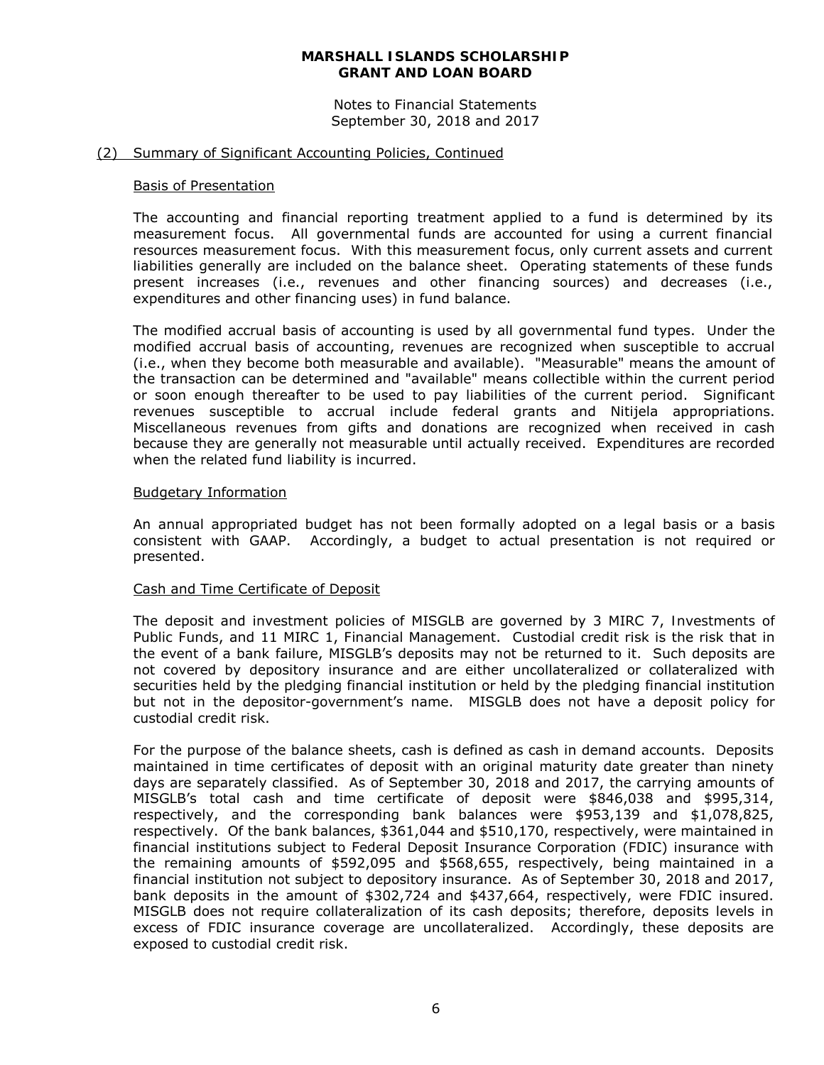# MARSHALL ISLANDS SCHOLARSHIP GRANT AND LOAN BOARD

Notes to Financial Statements
September 30, 2018 and 2017

## (2) Summary of Significant Accounting Policies, Continued

### Basis of Presentation

The accounting and financial reporting treatment applied to a fund is determined by its measurement focus. All governmental funds are accounted for using a current financial resources measurement focus. With this measurement focus, only current assets and current liabilities generally are included on the balance sheet. Operating statements of these funds present increases (i.e., revenues and other financing sources) and decreases (i.e., expenditures and other financing uses) in fund balance.

The modified accrual basis of accounting is used by all governmental fund types. Under the modified accrual basis of accounting, revenues are recognized when susceptible to accrual (i.e., when they become both measurable and available). "Measurable" means the amount of the transaction can be determined and "available" means collectible within the current period or soon enough thereafter to be used to pay liabilities of the current period. Significant revenues susceptible to accrual include federal grants and Nitijela appropriations. Miscellaneous revenues from gifts and donations are recognized when received in cash because they are generally not measurable until actually received. Expenditures are recorded when the related fund liability is incurred.

### Budgetary Information

An annual appropriated budget has not been formally adopted on a legal basis or a basis consistent with GAAP. Accordingly, a budget to actual presentation is not required or presented.

### Cash and Time Certificate of Deposit

The deposit and investment policies of MISGLB are governed by 3 MIRC 7, Investments of Public Funds, and 11 MIRC 1, Financial Management. Custodial credit risk is the risk that in the event of a bank failure, MISGLB's deposits may not be returned to it. Such deposits are not covered by depository insurance and are either uncollateralized or collateralized with securities held by the pledging financial institution or held by the pledging financial institution but not in the depositor-government's name. MISGLB does not have a deposit policy for custodial credit risk.

For the purpose of the balance sheets, cash is defined as cash in demand accounts. Deposits maintained in time certificates of deposit with an original maturity date greater than ninety days are separately classified. As of September 30, 2018 and 2017, the carrying amounts of MISGLB's total cash and time certificate of deposit were $846,038 and $995,314, respectively, and the corresponding bank balances were $953,139 and $1,078,825, respectively. Of the bank balances, $361,044 and $510,170, respectively, were maintained in financial institutions subject to Federal Deposit Insurance Corporation (FDIC) insurance with the remaining amounts of $592,095 and $568,655, respectively, being maintained in a financial institution not subject to depository insurance. As of September 30, 2018 and 2017, bank deposits in the amount of $302,724 and $437,664, respectively, were FDIC insured. MISGLB does not require collateralization of its cash deposits; therefore, deposits levels in excess of FDIC insurance coverage are uncollateralized. Accordingly, these deposits are exposed to custodial credit risk.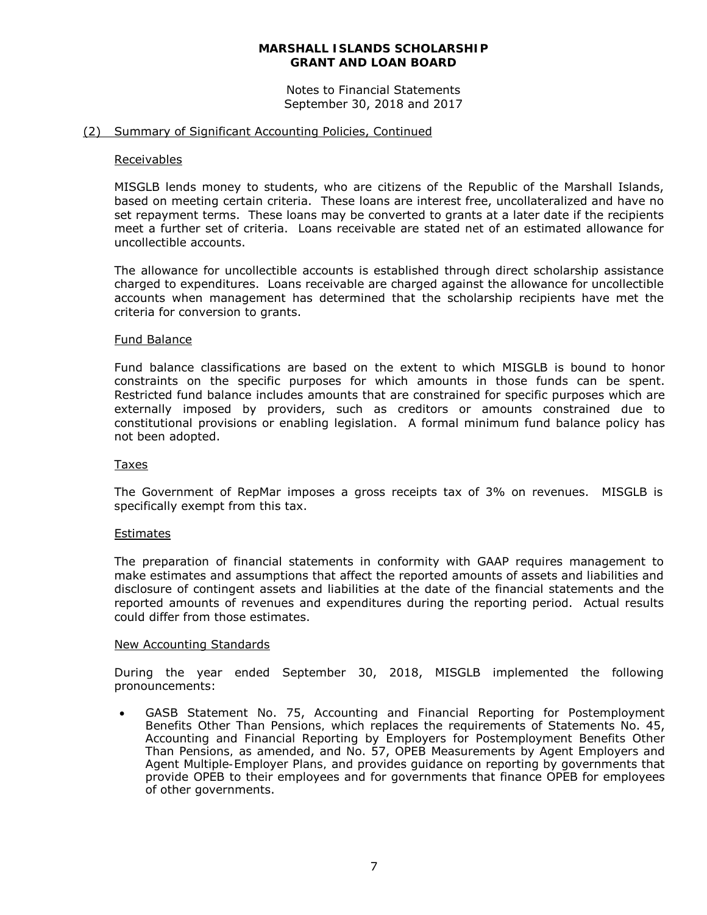# MARSHALL ISLANDS SCHOLARSHIP GRANT AND LOAN BOARD

Notes to Financial Statements
September 30, 2018 and 2017

## (2) Summary of Significant Accounting Policies, Continued

### Receivables

MISGLB lends money to students, who are citizens of the Republic of the Marshall Islands, based on meeting certain criteria. These loans are interest free, uncollateralized and have no set repayment terms. These loans may be converted to grants at a later date if the recipients meet a further set of criteria. Loans receivable are stated net of an estimated allowance for uncollectible accounts.

The allowance for uncollectible accounts is established through direct scholarship assistance charged to expenditures. Loans receivable are charged against the allowance for uncollectible accounts when management has determined that the scholarship recipients have met the criteria for conversion to grants.

### Fund Balance

Fund balance classifications are based on the extent to which MISGLB is bound to honor constraints on the specific purposes for which amounts in those funds can be spent. Restricted fund balance includes amounts that are constrained for specific purposes which are externally imposed by providers, such as creditors or amounts constrained due to constitutional provisions or enabling legislation. A formal minimum fund balance policy has not been adopted.

### Taxes

The Government of RepMar imposes a gross receipts tax of 3% on revenues. MISGLB is specifically exempt from this tax.

### Estimates

The preparation of financial statements in conformity with GAAP requires management to make estimates and assumptions that affect the reported amounts of assets and liabilities and disclosure of contingent assets and liabilities at the date of the financial statements and the reported amounts of revenues and expenditures during the reporting period. Actual results could differ from those estimates.

### New Accounting Standards

During the year ended September 30, 2018, MISGLB implemented the following pronouncements:

- GASB Statement No. 75, Accounting and Financial Reporting for Postemployment Benefits Other Than Pensions, which replaces the requirements of Statements No. 45, Accounting and Financial Reporting by Employers for Postemployment Benefits Other Than Pensions, as amended, and No. 57, OPEB Measurements by Agent Employers and Agent Multiple-Employer Plans, and provides guidance on reporting by governments that provide OPEB to their employees and for governments that finance OPEB for employees of other governments.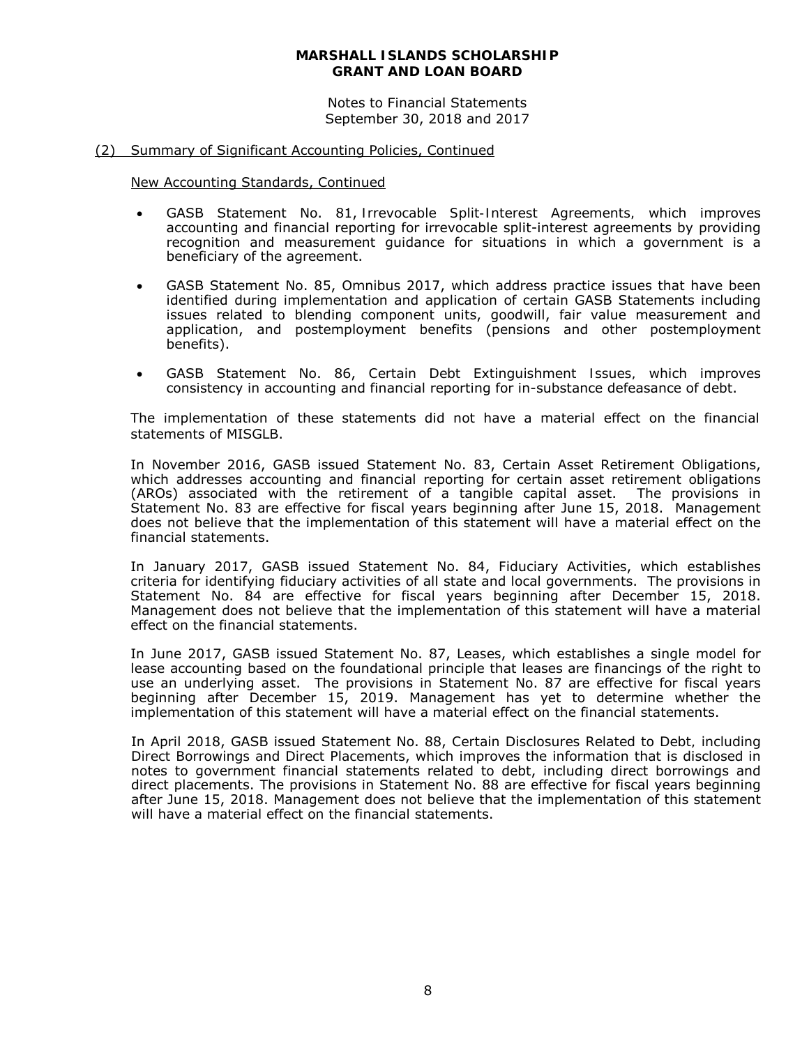(2) Summary of Significant Accounting Policies, Continued

New Accounting Standards, Continued

- GASB Statement No. 81, Irrevocable Split-Interest Agreements, which improves accounting and financial reporting for irrevocable split-interest agreements by providing recognition and measurement guidance for situations in which a government is a beneficiary of the agreement.

- GASB Statement No. 85, Omnibus 2017, which address practice issues that have been identified during implementation and application of certain GASB Statements including issues related to blending component units, goodwill, fair value measurement and application, and postemployment benefits (pensions and other postemployment benefits).

- GASB Statement No. 86, Certain Debt Extinguishment Issues, which improves consistency in accounting and financial reporting for in-substance defeasance of debt.

The implementation of these statements did not have a material effect on the financial statements of MISGLB.

In November 2016, GASB issued Statement No. 83, Certain Asset Retirement Obligations, which addresses accounting and financial reporting for certain asset retirement obligations (AROs) associated with the retirement of a tangible capital asset. The provisions in Statement No. 83 are effective for fiscal years beginning after June 15, 2018. Management does not believe that the implementation of this statement will have a material effect on the financial statements.

In January 2017, GASB issued Statement No. 84, Fiduciary Activities, which establishes criteria for identifying fiduciary activities of all state and local governments. The provisions in Statement No. 84 are effective for fiscal years beginning after December 15, 2018. Management does not believe that the implementation of this statement will have a material effect on the financial statements.

In June 2017, GASB issued Statement No. 87, Leases, which establishes a single model for lease accounting based on the foundational principle that leases are financings of the right to use an underlying asset. The provisions in Statement No. 87 are effective for fiscal years beginning after December 15, 2019. Management has yet to determine whether the implementation of this statement will have a material effect on the financial statements.

In April 2018, GASB issued Statement No. 88, Certain Disclosures Related to Debt, including Direct Borrowings and Direct Placements, which improves the information that is disclosed in notes to government financial statements related to debt, including direct borrowings and direct placements. The provisions in Statement No. 88 are effective for fiscal years beginning after June 15, 2018. Management does not believe that the implementation of this statement will have a material effect on the financial statements.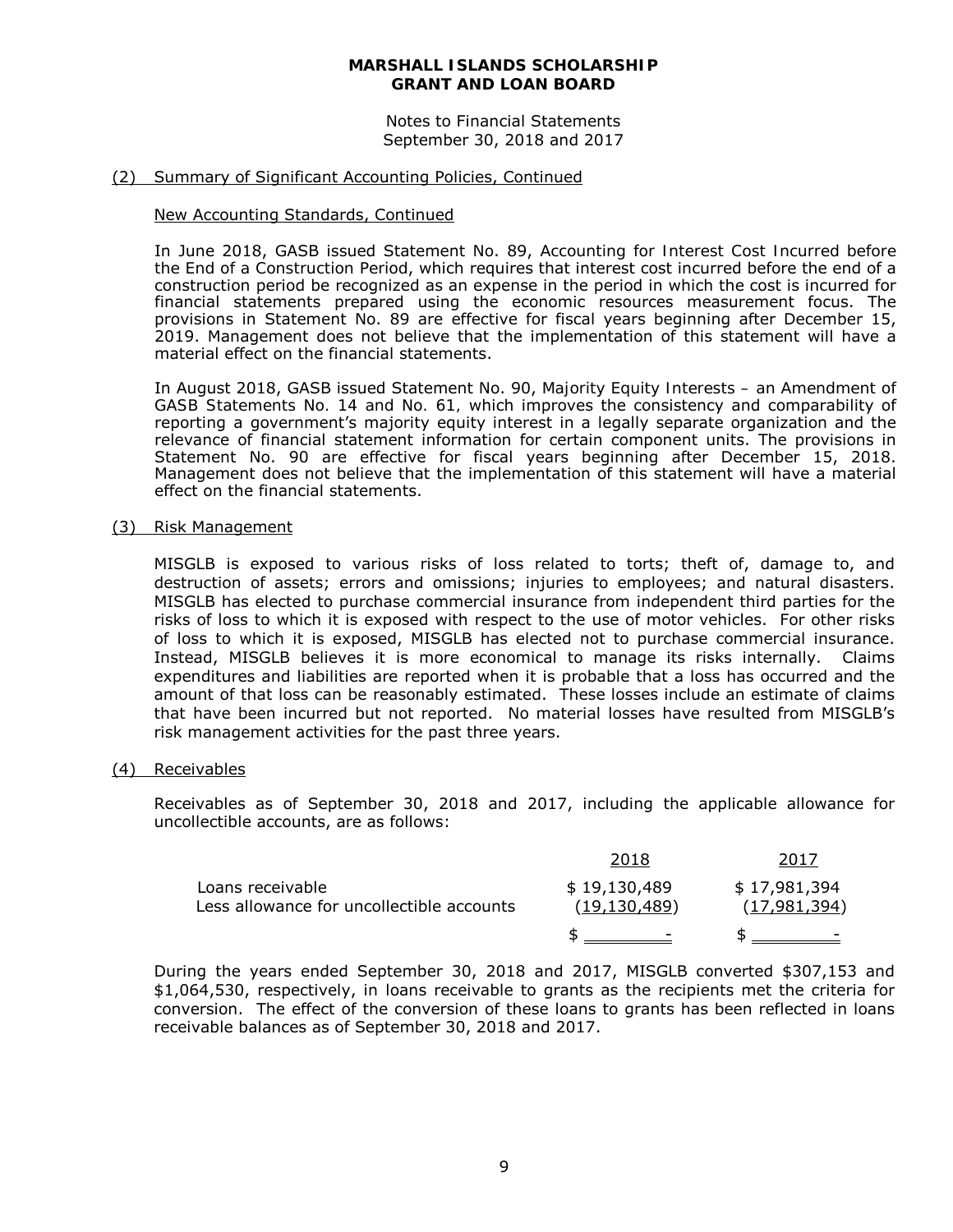**MARSHALL ISLANDS SCHOLARSHIP GRANT AND LOAN BOARD**

Notes to Financial Statements
September 30, 2018 and 2017

(2) Summary of Significant Accounting Policies, Continued

New Accounting Standards, Continued

In June 2018, GASB issued Statement No. 89, Accounting for Interest Cost Incurred before the End of a Construction Period, which requires that interest cost incurred before the end of a construction period be recognized as an expense in the period in which the cost is incurred for financial statements prepared using the economic resources measurement focus. The provisions in Statement No. 89 are effective for fiscal years beginning after December 15, 2019. Management does not believe that the implementation of this statement will have a material effect on the financial statements.

In August 2018, GASB issued Statement No. 90, Majority Equity Interests – an Amendment of GASB Statements No. 14 and No. 61, which improves the consistency and comparability of reporting a government's majority equity interest in a legally separate organization and the relevance of financial statement information for certain component units. The provisions in Statement No. 90 are effective for fiscal years beginning after December 15, 2018. Management does not believe that the implementation of this statement will have a material effect on the financial statements.

(3) Risk Management

MISGLB is exposed to various risks of loss related to torts; theft of, damage to, and destruction of assets; errors and omissions; injuries to employees; and natural disasters. MISGLB has elected to purchase commercial insurance from independent third parties for the risks of loss to which it is exposed with respect to the use of motor vehicles. For other risks of loss to which it is exposed, MISGLB has elected not to purchase commercial insurance. Instead, MISGLB believes it is more economical to manage its risks internally. Claims expenditures and liabilities are reported when it is probable that a loss has occurred and the amount of that loss can be reasonably estimated. These losses include an estimate of claims that have been incurred but not reported. No material losses have resulted from MISGLB's risk management activities for the past three years.

(4) Receivables

Receivables as of September 30, 2018 and 2017, including the applicable allowance for uncollectible accounts, are as follows:

| | 2018 | 2017 |
|---|---|---|
| Loans receivable | $ 19,130,489 | $ 17,981,394 |
| Less allowance for uncollectible accounts | (19,130,489) | (17,981,394) |
| | $ - | $ - |

During the years ended September 30, 2018 and 2017, MISGLB converted $307,153 and $1,064,530, respectively, in loans receivable to grants as the recipients met the criteria for conversion. The effect of the conversion of these loans to grants has been reflected in loans receivable balances as of September 30, 2018 and 2017.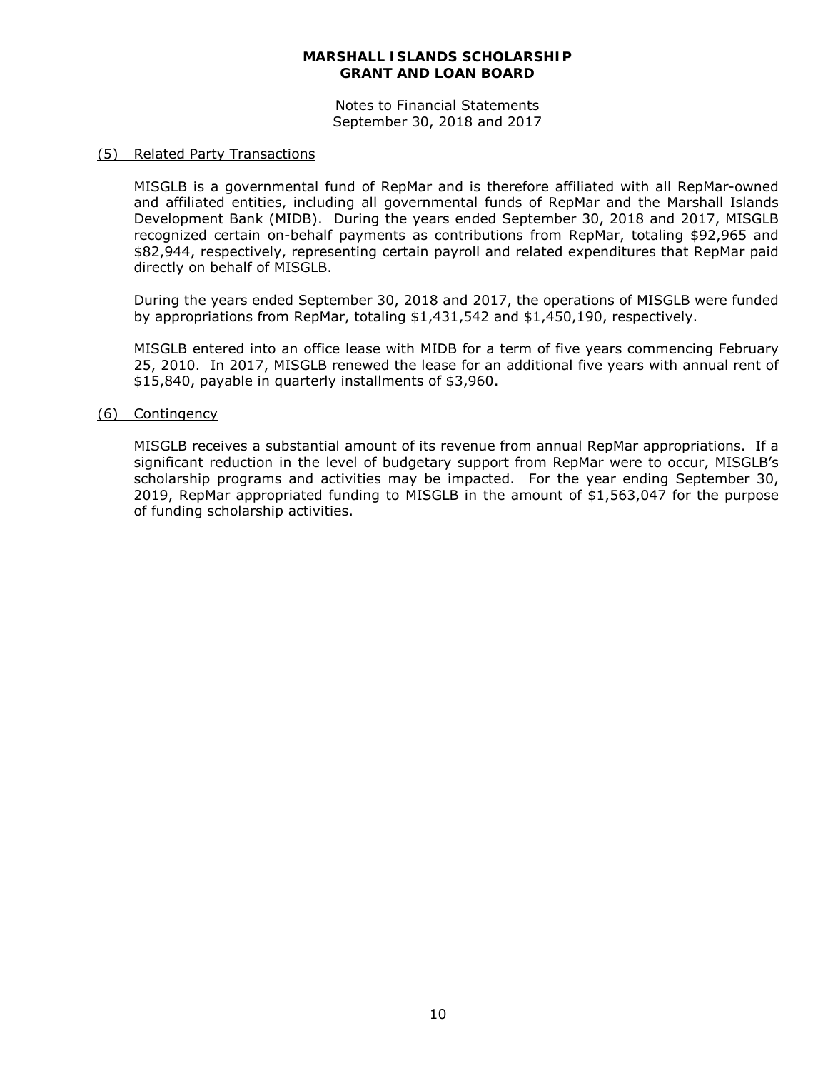## (5) Related Party Transactions

MISGLB is a governmental fund of RepMar and is therefore affiliated with all RepMar-owned and affiliated entities, including all governmental funds of RepMar and the Marshall Islands Development Bank (MIDB). During the years ended September 30, 2018 and 2017, MISGLB recognized certain on-behalf payments as contributions from RepMar, totaling $92,965 and $82,944, respectively, representing certain payroll and related expenditures that RepMar paid directly on behalf of MISGLB.

During the years ended September 30, 2018 and 2017, the operations of MISGLB were funded by appropriations from RepMar, totaling $1,431,542 and $1,450,190, respectively.

MISGLB entered into an office lease with MIDB for a term of five years commencing February 25, 2010. In 2017, MISGLB renewed the lease for an additional five years with annual rent of $15,840, payable in quarterly installments of $3,960.

## (6) Contingency

MISGLB receives a substantial amount of its revenue from annual RepMar appropriations. If a significant reduction in the level of budgetary support from RepMar were to occur, MISGLB's scholarship programs and activities may be impacted. For the year ending September 30, 2019, RepMar appropriated funding to MISGLB in the amount of $1,563,047 for the purpose of funding scholarship activities.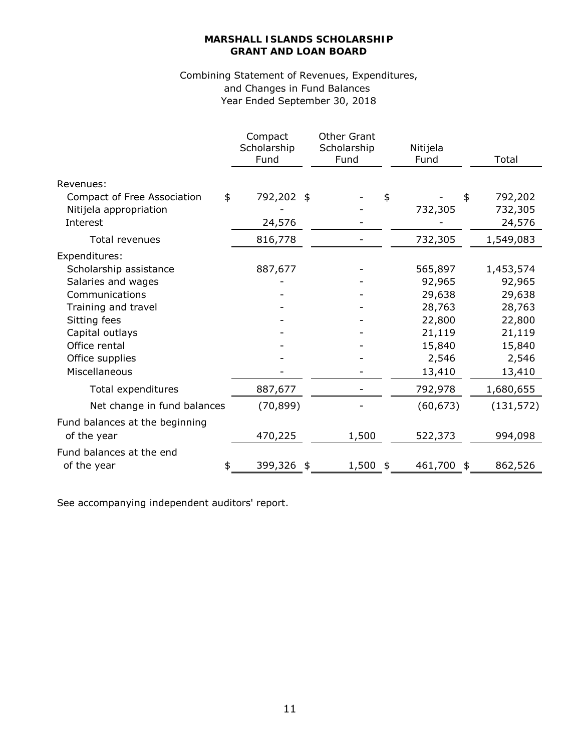**MARSHALL ISLANDS SCHOLARSHIP**
**GRANT AND LOAN BOARD**

Combining Statement of Revenues, Expenditures, and Changes in Fund Balances
Year Ended September 30, 2018

| | Compact Scholarship Fund | Other Grant Scholarship Fund | Nitijela Fund | Total |
|---|---|---|---|---|
| Revenues: | | | | |
| Compact of Free Association | $ 792,202 | $ - | $ - | $ 792,202 |
| Nitijela appropriation | - | - | 732,305 | 732,305 |
| Interest | 24,576 | - | - | 24,576 |
| Total revenues | 816,778 | - | 732,305 | 1,549,083 |
| Expenditures: | | | | |
| Scholarship assistance | 887,677 | - | 565,897 | 1,453,574 |
| Salaries and wages | - | - | 92,965 | 92,965 |
| Communications | - | - | 29,638 | 29,638 |
| Training and travel | - | - | 28,763 | 28,763 |
| Sitting fees | - | - | 22,800 | 22,800 |
| Capital outlays | - | - | 21,119 | 21,119 |
| Office rental | - | - | 15,840 | 15,840 |
| Office supplies | - | - | 2,546 | 2,546 |
| Miscellaneous | - | - | 13,410 | 13,410 |
| Total expenditures | 887,677 | - | 792,978 | 1,680,655 |
| Net change in fund balances | (70,899) | - | (60,673) | (131,572) |
| Fund balances at the beginning of the year | 470,225 | 1,500 | 522,373 | 994,098 |
| Fund balances at the end of the year | $ 399,326 | $ 1,500 | $ 461,700 | $ 862,526 |

See accompanying independent auditors' report.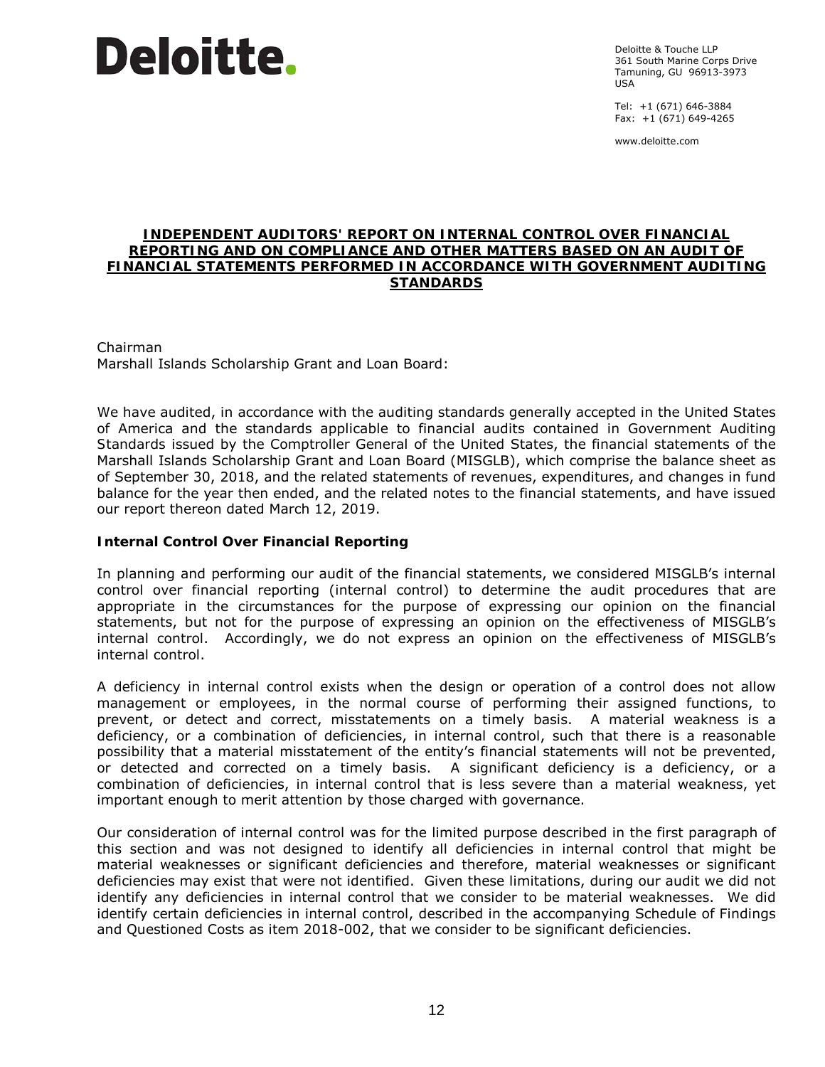**Deloitte.**

Deloitte & Touche LLP
361 South Marine Corps Drive
Tamuning, GU 96913-3973
USA

Tel: +1 (671) 646-3884
Fax: +1 (671) 649-4265

www.deloitte.com

# INDEPENDENT AUDITORS' REPORT ON INTERNAL CONTROL OVER FINANCIAL REPORTING AND ON COMPLIANCE AND OTHER MATTERS BASED ON AN AUDIT OF FINANCIAL STATEMENTS PERFORMED IN ACCORDANCE WITH GOVERNMENT AUDITING STANDARDS

Chairman
Marshall Islands Scholarship Grant and Loan Board:

We have audited, in accordance with the auditing standards generally accepted in the United States of America and the standards applicable to financial audits contained in Government Auditing Standards issued by the Comptroller General of the United States, the financial statements of the Marshall Islands Scholarship Grant and Loan Board (MISGLB), which comprise the balance sheet as of September 30, 2018, and the related statements of revenues, expenditures, and changes in fund balance for the year then ended, and the related notes to the financial statements, and have issued our report thereon dated March 12, 2019.

**Internal Control Over Financial Reporting**

In planning and performing our audit of the financial statements, we considered MISGLB's internal control over financial reporting (internal control) to determine the audit procedures that are appropriate in the circumstances for the purpose of expressing our opinion on the financial statements, but not for the purpose of expressing an opinion on the effectiveness of MISGLB's internal control. Accordingly, we do not express an opinion on the effectiveness of MISGLB's internal control.

A deficiency in internal control exists when the design or operation of a control does not allow management or employees, in the normal course of performing their assigned functions, to prevent, or detect and correct, misstatements on a timely basis. A material weakness is a deficiency, or a combination of deficiencies, in internal control, such that there is a reasonable possibility that a material misstatement of the entity's financial statements will not be prevented, or detected and corrected on a timely basis. A significant deficiency is a deficiency, or a combination of deficiencies, in internal control that is less severe than a material weakness, yet important enough to merit attention by those charged with governance.

Our consideration of internal control was for the limited purpose described in the first paragraph of this section and was not designed to identify all deficiencies in internal control that might be material weaknesses or significant deficiencies and therefore, material weaknesses or significant deficiencies may exist that were not identified. Given these limitations, during our audit we did not identify any deficiencies in internal control that we consider to be material weaknesses. We did identify certain deficiencies in internal control, described in the accompanying Schedule of Findings and Questioned Costs as item 2018-002, that we consider to be significant deficiencies.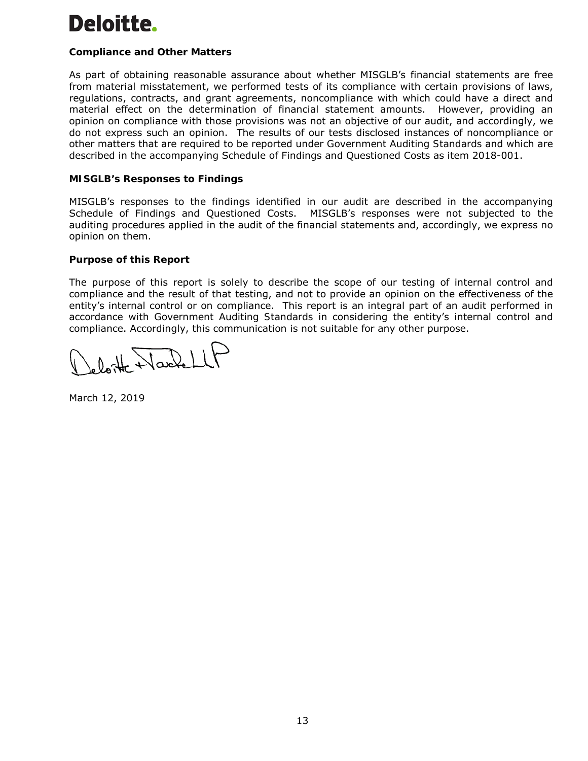**Deloitte.**

**Compliance and Other Matters**

As part of obtaining reasonable assurance about whether MISGLB's financial statements are free from material misstatement, we performed tests of its compliance with certain provisions of laws, regulations, contracts, and grant agreements, noncompliance with which could have a direct and material effect on the determination of financial statement amounts. However, providing an opinion on compliance with those provisions was not an objective of our audit, and accordingly, we do not express such an opinion. The results of our tests disclosed instances of noncompliance or other matters that are required to be reported under Government Auditing Standards and which are described in the accompanying Schedule of Findings and Questioned Costs as item 2018-001.

**MISGLB's Responses to Findings**

MISGLB's responses to the findings identified in our audit are described in the accompanying Schedule of Findings and Questioned Costs. MISGLB's responses were not subjected to the auditing procedures applied in the audit of the financial statements and, accordingly, we express no opinion on them.

**Purpose of this Report**

The purpose of this report is solely to describe the scope of our testing of internal control and compliance and the result of that testing, and not to provide an opinion on the effectiveness of the entity's internal control or on compliance. This report is an integral part of an audit performed in accordance with Government Auditing Standards in considering the entity's internal control and compliance. Accordingly, this communication is not suitable for any other purpose.

Deloitte & Touche LLP

March 12, 2019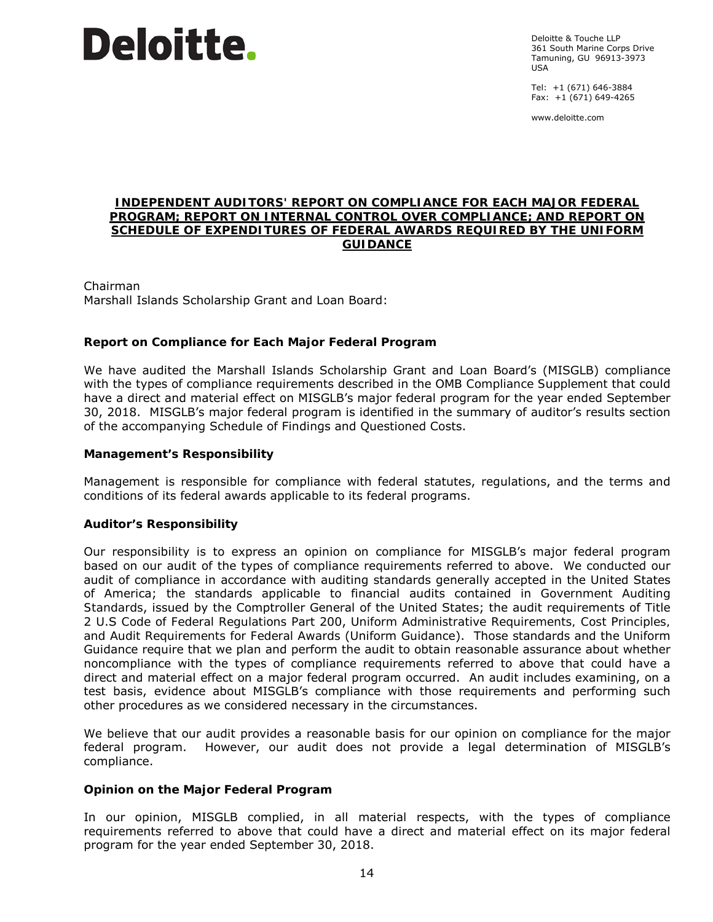Deloitte.

Deloitte & Touche LLP
361 South Marine Corps Drive
Tamuning, GU 96913-3973
USA

Tel: +1 (671) 646-3884
Fax: +1 (671) 649-4265

www.deloitte.com

## INDEPENDENT AUDITORS' REPORT ON COMPLIANCE FOR EACH MAJOR FEDERAL PROGRAM; REPORT ON INTERNAL CONTROL OVER COMPLIANCE; AND REPORT ON SCHEDULE OF EXPENDITURES OF FEDERAL AWARDS REQUIRED BY THE UNIFORM GUIDANCE

Chairman
Marshall Islands Scholarship Grant and Loan Board:

### Report on Compliance for Each Major Federal Program

We have audited the Marshall Islands Scholarship Grant and Loan Board's (MISGLB) compliance with the types of compliance requirements described in the OMB Compliance Supplement that could have a direct and material effect on MISGLB's major federal program for the year ended September 30, 2018. MISGLB's major federal program is identified in the summary of auditor's results section of the accompanying Schedule of Findings and Questioned Costs.

### Management's Responsibility

Management is responsible for compliance with federal statutes, regulations, and the terms and conditions of its federal awards applicable to its federal programs.

### Auditor's Responsibility

Our responsibility is to express an opinion on compliance for MISGLB's major federal program based on our audit of the types of compliance requirements referred to above. We conducted our audit of compliance in accordance with auditing standards generally accepted in the United States of America; the standards applicable to financial audits contained in Government Auditing Standards, issued by the Comptroller General of the United States; the audit requirements of Title 2 U.S Code of Federal Regulations Part 200, Uniform Administrative Requirements, Cost Principles, and Audit Requirements for Federal Awards (Uniform Guidance). Those standards and the Uniform Guidance require that we plan and perform the audit to obtain reasonable assurance about whether noncompliance with the types of compliance requirements referred to above that could have a direct and material effect on a major federal program occurred. An audit includes examining, on a test basis, evidence about MISGLB's compliance with those requirements and performing such other procedures as we considered necessary in the circumstances.

We believe that our audit provides a reasonable basis for our opinion on compliance for the major federal program. However, our audit does not provide a legal determination of MISGLB's compliance.

### Opinion on the Major Federal Program

In our opinion, MISGLB complied, in all material respects, with the types of compliance requirements referred to above that could have a direct and material effect on its major federal program for the year ended September 30, 2018.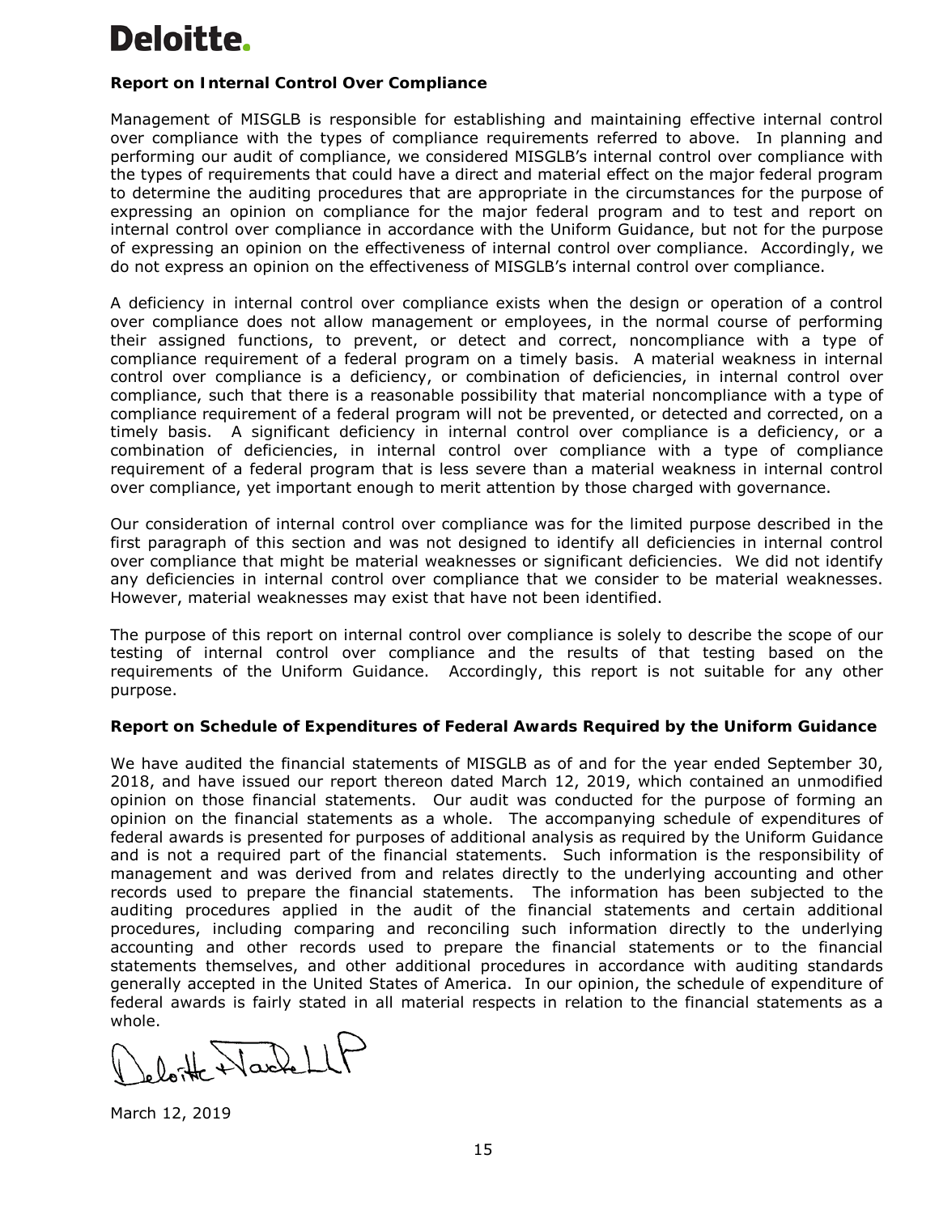**Deloitte.**

**Report on Internal Control Over Compliance**

Management of MISGLB is responsible for establishing and maintaining effective internal control over compliance with the types of compliance requirements referred to above. In planning and performing our audit of compliance, we considered MISGLB's internal control over compliance with the types of requirements that could have a direct and material effect on the major federal program to determine the auditing procedures that are appropriate in the circumstances for the purpose of expressing an opinion on compliance for the major federal program and to test and report on internal control over compliance in accordance with the Uniform Guidance, but not for the purpose of expressing an opinion on the effectiveness of internal control over compliance. Accordingly, we do not express an opinion on the effectiveness of MISGLB's internal control over compliance.

A deficiency in internal control over compliance exists when the design or operation of a control over compliance does not allow management or employees, in the normal course of performing their assigned functions, to prevent, or detect and correct, noncompliance with a type of compliance requirement of a federal program on a timely basis. A material weakness in internal control over compliance is a deficiency, or combination of deficiencies, in internal control over compliance, such that there is a reasonable possibility that material noncompliance with a type of compliance requirement of a federal program will not be prevented, or detected and corrected, on a timely basis. A significant deficiency in internal control over compliance is a deficiency, or a combination of deficiencies, in internal control over compliance with a type of compliance requirement of a federal program that is less severe than a material weakness in internal control over compliance, yet important enough to merit attention by those charged with governance.

Our consideration of internal control over compliance was for the limited purpose described in the first paragraph of this section and was not designed to identify all deficiencies in internal control over compliance that might be material weaknesses or significant deficiencies. We did not identify any deficiencies in internal control over compliance that we consider to be material weaknesses. However, material weaknesses may exist that have not been identified.

The purpose of this report on internal control over compliance is solely to describe the scope of our testing of internal control over compliance and the results of that testing based on the requirements of the Uniform Guidance. Accordingly, this report is not suitable for any other purpose.

**Report on Schedule of Expenditures of Federal Awards Required by the Uniform Guidance**

We have audited the financial statements of MISGLB as of and for the year ended September 30, 2018, and have issued our report thereon dated March 12, 2019, which contained an unmodified opinion on those financial statements. Our audit was conducted for the purpose of forming an opinion on the financial statements as a whole. The accompanying schedule of expenditures of federal awards is presented for purposes of additional analysis as required by the Uniform Guidance and is not a required part of the financial statements. Such information is the responsibility of management and was derived from and relates directly to the underlying accounting and other records used to prepare the financial statements. The information has been subjected to the auditing procedures applied in the audit of the financial statements and certain additional procedures, including comparing and reconciling such information directly to the underlying accounting and other records used to prepare the financial statements or to the financial statements themselves, and other additional procedures in accordance with auditing standards generally accepted in the United States of America. In our opinion, the schedule of expenditure of federal awards is fairly stated in all material respects in relation to the financial statements as a whole.

Deloitte & Touche LLP

March 12, 2019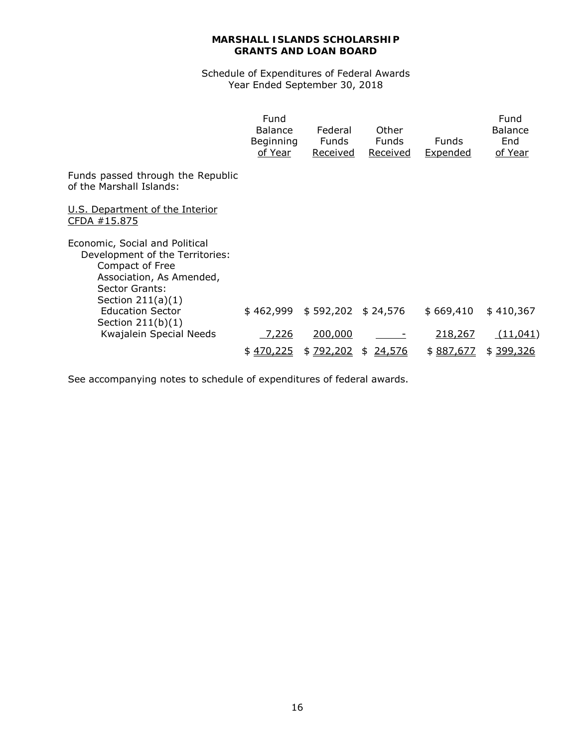**MARSHALL ISLANDS SCHOLARSHIP GRANTS AND LOAN BOARD**

Schedule of Expenditures of Federal Awards
Year Ended September 30, 2018

| | Fund Balance Beginning of Year | Federal Funds Received | Other Funds Received | Funds Expended | Fund Balance End of Year |
|---|---|---|---|---|---|
| Funds passed through the Republic of the Marshall Islands: | | | | | |
| U.S. Department of the Interior CFDA #15.875 | | | | | |
| Economic, Social and Political Development of the Territories: Compact of Free Association, As Amended, Sector Grants: | | | | | |
| Section 211(a)(1) Education Sector | $ 462,999 | $ 592,202 | $ 24,576 | $ 669,410 | $ 410,367 |
| Section 211(b)(1) Kwajalein Special Needs | 7,226 | 200,000 | - | 218,267 | (11,041) |
| | $ 470,225 | $ 792,202 | $ 24,576 | $ 887,677 | $ 399,326 |

See accompanying notes to schedule of expenditures of federal awards.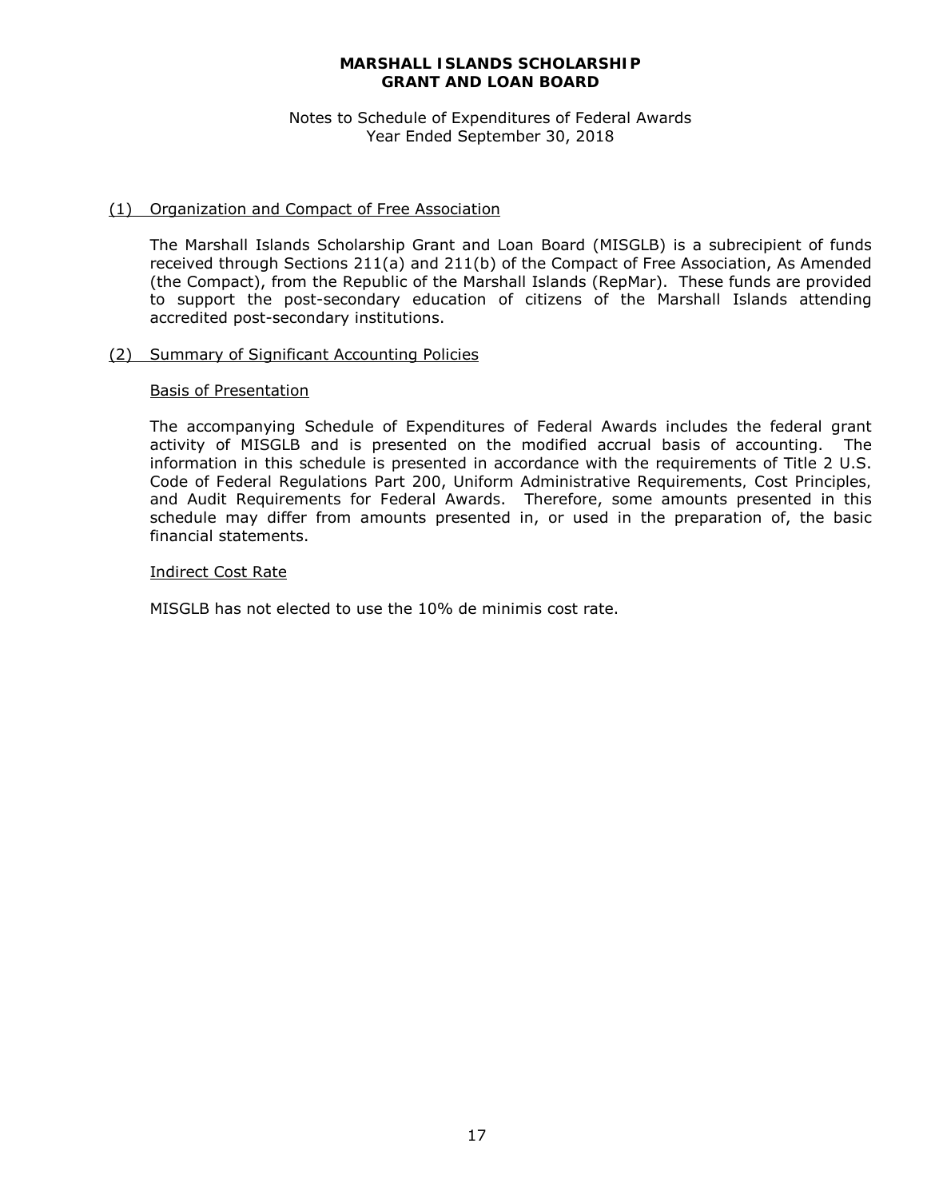**MARSHALL ISLANDS SCHOLARSHIP GRANT AND LOAN BOARD**

Notes to Schedule of Expenditures of Federal Awards
Year Ended September 30, 2018

## (1) Organization and Compact of Free Association

The Marshall Islands Scholarship Grant and Loan Board (MISGLB) is a subrecipient of funds received through Sections 211(a) and 211(b) of the Compact of Free Association, As Amended (the Compact), from the Republic of the Marshall Islands (RepMar). These funds are provided to support the post-secondary education of citizens of the Marshall Islands attending accredited post-secondary institutions.

## (2) Summary of Significant Accounting Policies

### Basis of Presentation

The accompanying Schedule of Expenditures of Federal Awards includes the federal grant activity of MISGLB and is presented on the modified accrual basis of accounting. The information in this schedule is presented in accordance with the requirements of Title 2 U.S. Code of Federal Regulations Part 200, Uniform Administrative Requirements, Cost Principles, and Audit Requirements for Federal Awards. Therefore, some amounts presented in this schedule may differ from amounts presented in, or used in the preparation of, the basic financial statements.

### Indirect Cost Rate

MISGLB has not elected to use the 10% de minimis cost rate.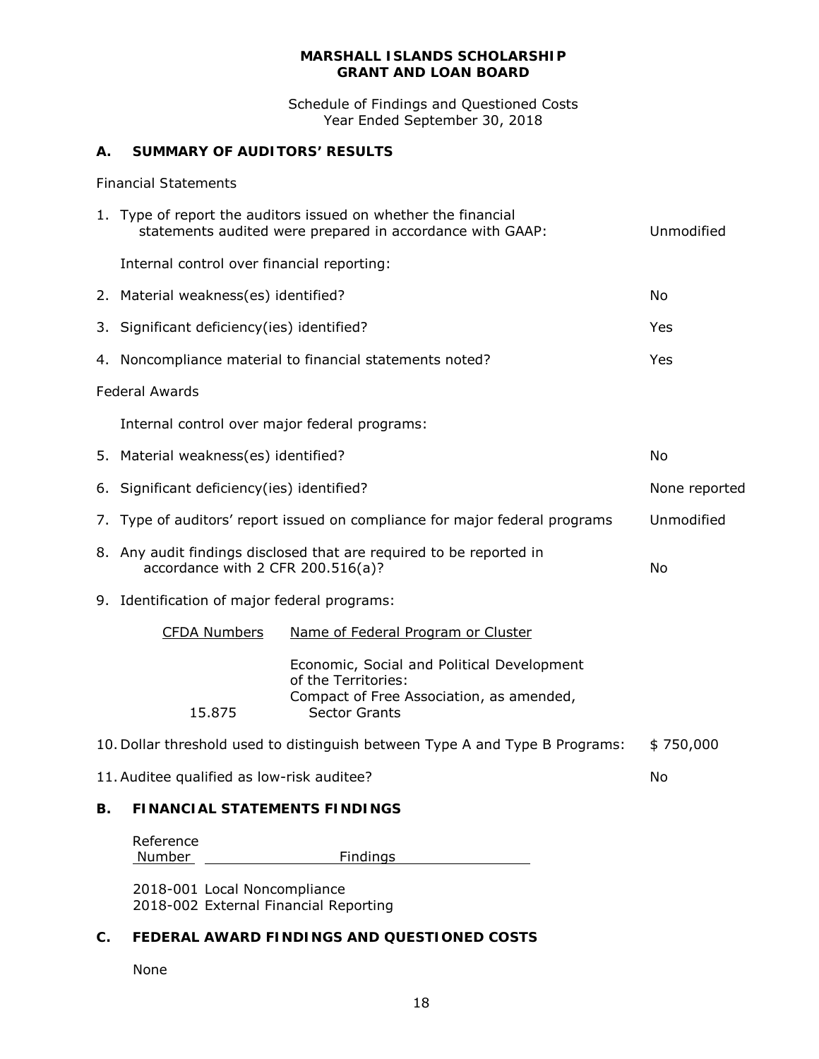**MARSHALL ISLANDS SCHOLARSHIP GRANT AND LOAN BOARD**

Schedule of Findings and Questioned Costs
Year Ended September 30, 2018

## A. SUMMARY OF AUDITORS' RESULTS

Financial Statements

| | |
|---|---|
| 1. Type of report the auditors issued on whether the financial statements audited were prepared in accordance with GAAP: | Unmodified |
| Internal control over financial reporting: | |
| 2. Material weakness(es) identified? | No |
| 3. Significant deficiency(ies) identified? | Yes |
| 4. Noncompliance material to financial statements noted? | Yes |

Federal Awards

| | |
|---|---|
| Internal control over major federal programs: | |
| 5. Material weakness(es) identified? | No |
| 6. Significant deficiency(ies) identified? | None reported |
| 7. Type of auditors' report issued on compliance for major federal programs | Unmodified |
| 8. Any audit findings disclosed that are required to be reported in accordance with 2 CFR 200.516(a)? | No |

9. Identification of major federal programs:

| CFDA Numbers | Name of Federal Program or Cluster |
|---|---|
| 15.875 | Economic, Social and Political Development of the Territories: Compact of Free Association, as amended, Sector Grants |

| | |
|---|---|
| 10. Dollar threshold used to distinguish between Type A and Type B Programs: | $ 750,000 |
| 11. Auditee qualified as low-risk auditee? | No |

## B. FINANCIAL STATEMENTS FINDINGS

| Reference Number | Findings |
|---|---|
| 2018-001 | Local Noncompliance |
| 2018-002 | External Financial Reporting |

## C. FEDERAL AWARD FINDINGS AND QUESTIONED COSTS

None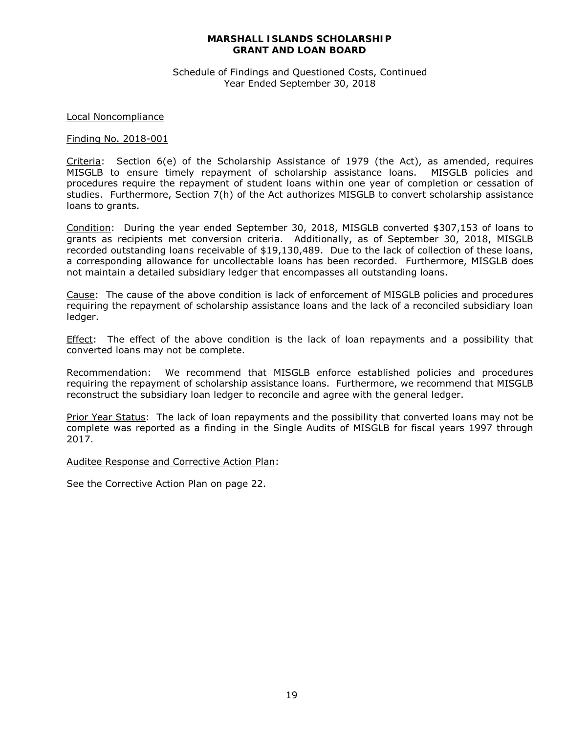**MARSHALL ISLANDS SCHOLARSHIP GRANT AND LOAN BOARD**

Schedule of Findings and Questioned Costs, Continued
Year Ended September 30, 2018

Local Noncompliance

Finding No. 2018-001

Criteria: Section 6(e) of the Scholarship Assistance of 1979 (the Act), as amended, requires MISGLB to ensure timely repayment of scholarship assistance loans. MISGLB policies and procedures require the repayment of student loans within one year of completion or cessation of studies. Furthermore, Section 7(h) of the Act authorizes MISGLB to convert scholarship assistance loans to grants.

Condition: During the year ended September 30, 2018, MISGLB converted $307,153 of loans to grants as recipients met conversion criteria. Additionally, as of September 30, 2018, MISGLB recorded outstanding loans receivable of $19,130,489. Due to the lack of collection of these loans, a corresponding allowance for uncollectable loans has been recorded. Furthermore, MISGLB does not maintain a detailed subsidiary ledger that encompasses all outstanding loans.

Cause: The cause of the above condition is lack of enforcement of MISGLB policies and procedures requiring the repayment of scholarship assistance loans and the lack of a reconciled subsidiary loan ledger.

Effect: The effect of the above condition is the lack of loan repayments and a possibility that converted loans may not be complete.

Recommendation: We recommend that MISGLB enforce established policies and procedures requiring the repayment of scholarship assistance loans. Furthermore, we recommend that MISGLB reconstruct the subsidiary loan ledger to reconcile and agree with the general ledger.

Prior Year Status: The lack of loan repayments and the possibility that converted loans may not be complete was reported as a finding in the Single Audits of MISGLB for fiscal years 1997 through 2017.

Auditee Response and Corrective Action Plan:

See the Corrective Action Plan on page 22.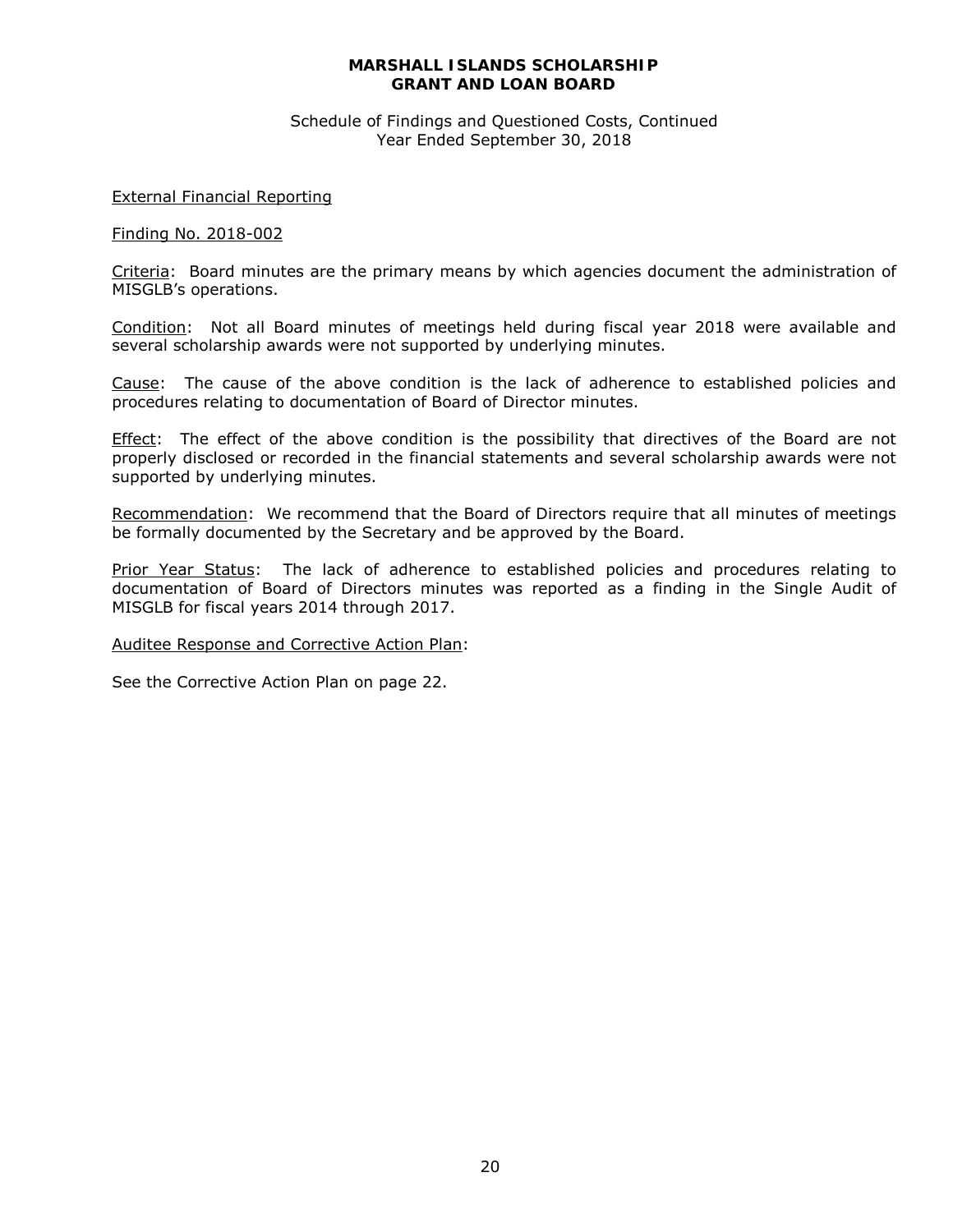**MARSHALL ISLANDS SCHOLARSHIP GRANT AND LOAN BOARD**

Schedule of Findings and Questioned Costs, Continued
Year Ended September 30, 2018

<u>External Financial Reporting</u>

<u>Finding No. 2018-002</u>

<u>Criteria</u>: Board minutes are the primary means by which agencies document the administration of MISGLB's operations.

<u>Condition</u>: Not all Board minutes of meetings held during fiscal year 2018 were available and several scholarship awards were not supported by underlying minutes.

<u>Cause</u>: The cause of the above condition is the lack of adherence to established policies and procedures relating to documentation of Board of Director minutes.

<u>Effect</u>: The effect of the above condition is the possibility that directives of the Board are not properly disclosed or recorded in the financial statements and several scholarship awards were not supported by underlying minutes.

<u>Recommendation</u>: We recommend that the Board of Directors require that all minutes of meetings be formally documented by the Secretary and be approved by the Board.

<u>Prior Year Status</u>: The lack of adherence to established policies and procedures relating to documentation of Board of Directors minutes was reported as a finding in the Single Audit of MISGLB for fiscal years 2014 through 2017.

<u>Auditee Response and Corrective Action Plan</u>:

See the Corrective Action Plan on page 22.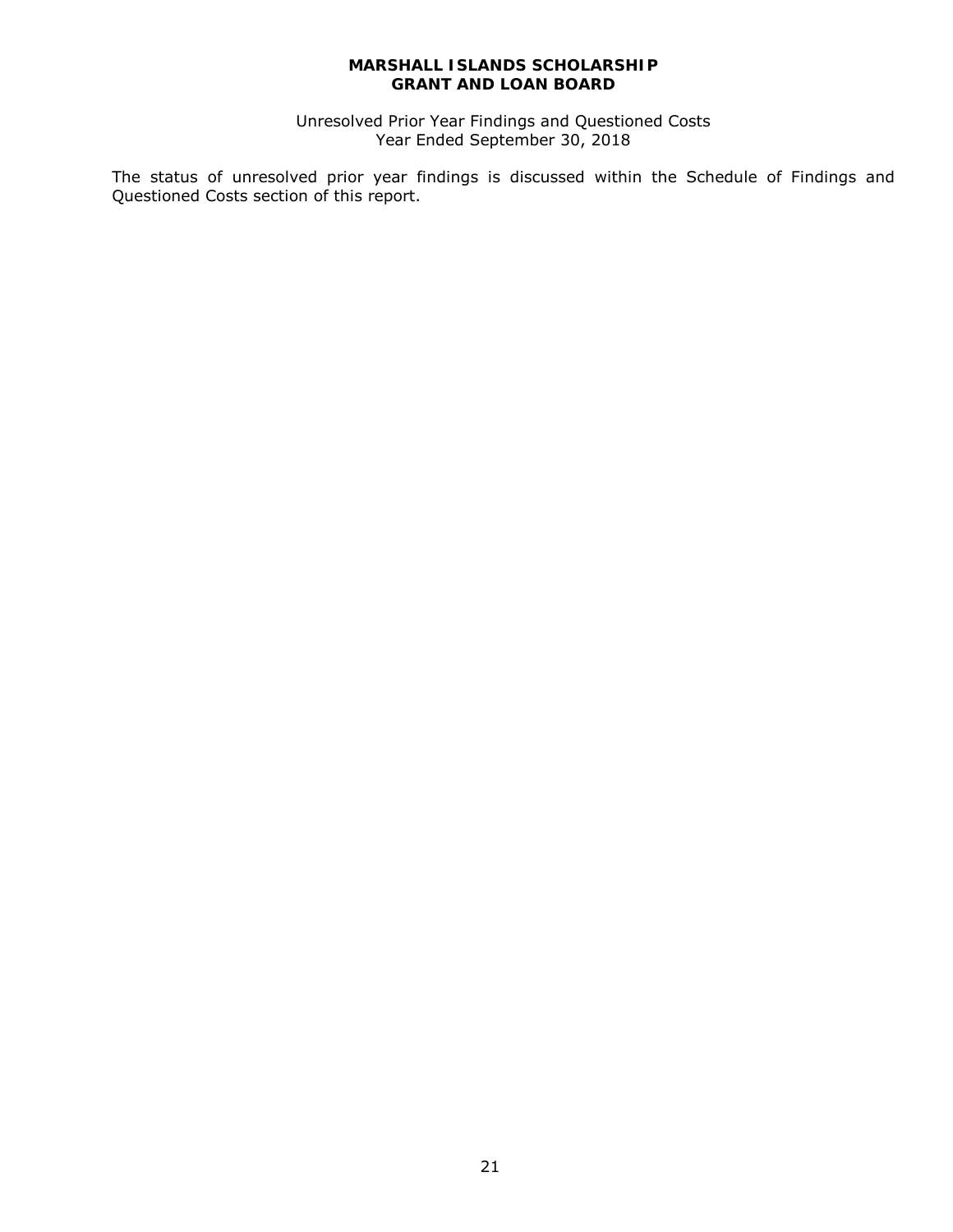**MARSHALL ISLANDS SCHOLARSHIP GRANT AND LOAN BOARD**

Unresolved Prior Year Findings and Questioned Costs
Year Ended September 30, 2018

The status of unresolved prior year findings is discussed within the Schedule of Findings and Questioned Costs section of this report.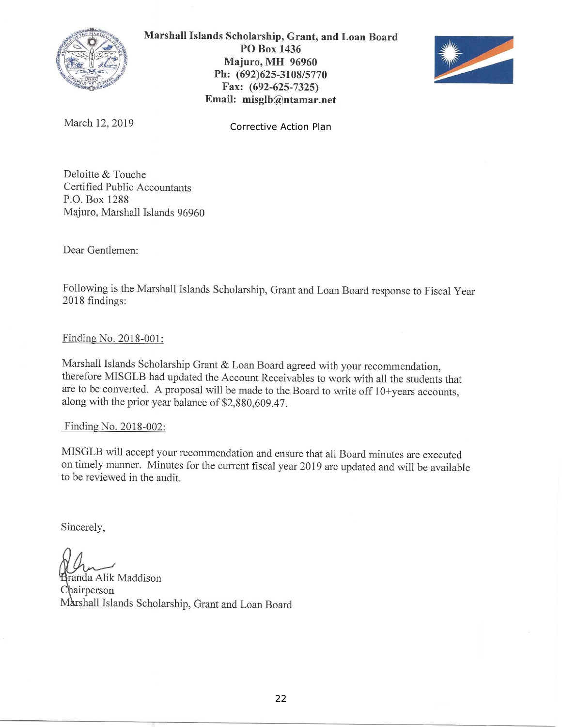**Marshall Islands Scholarship, Grant, and Loan Board**
**PO Box 1436**
**Majuro, MH 96960**
**Ph: (692)625-3108/5770**
**Fax: (692-625-7325)**
**Email: misglb@ntamar.net**

March 12, 2019

Corrective Action Plan

Deloitte & Touche
Certified Public Accountants
P.O. Box 1288
Majuro, Marshall Islands 96960

Dear Gentlemen:

Following is the Marshall Islands Scholarship, Grant and Loan Board response to Fiscal Year 2018 findings:

Finding No. 2018-001:

Marshall Islands Scholarship Grant & Loan Board agreed with your recommendation, therefore MISGLB had updated the Account Receivables to work with all the students that are to be converted. A proposal will be made to the Board to write off 10+years accounts, along with the prior year balance of $2,880,609.47.

Finding No. 2018-002:

MISGLB will accept your recommendation and ensure that all Board minutes are executed on timely manner. Minutes for the current fiscal year 2019 are updated and will be available to be reviewed in the audit.

Sincerely,

Branda Alik Maddison
Chairperson
Marshall Islands Scholarship, Grant and Loan Board